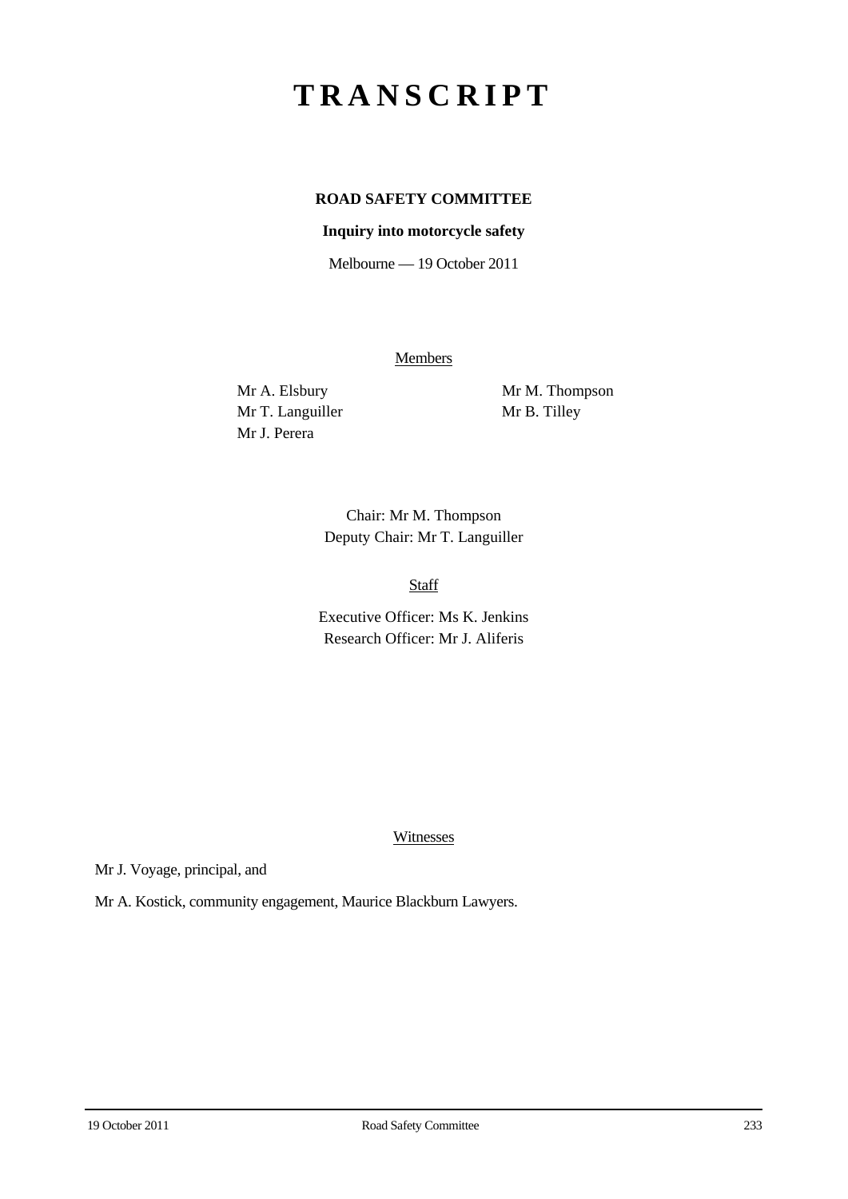# TRANSCRIPT

**ROAD SAFETY COMMITTEE**

**Inquiry into motorcycle safety**

Melbourne — 19 October 2011

Members

Mr A. Elsbury
Mr T. Languiller
Mr J. Perera
Mr M. Thompson
Mr B. Tilley

Chair: Mr M. Thompson
Deputy Chair: Mr T. Languiller

Staff

Executive Officer: Ms K. Jenkins
Research Officer: Mr J. Aliferis

Witnesses

Mr J. Voyage, principal, and

Mr A. Kostick, community engagement, Maurice Blackburn Lawyers.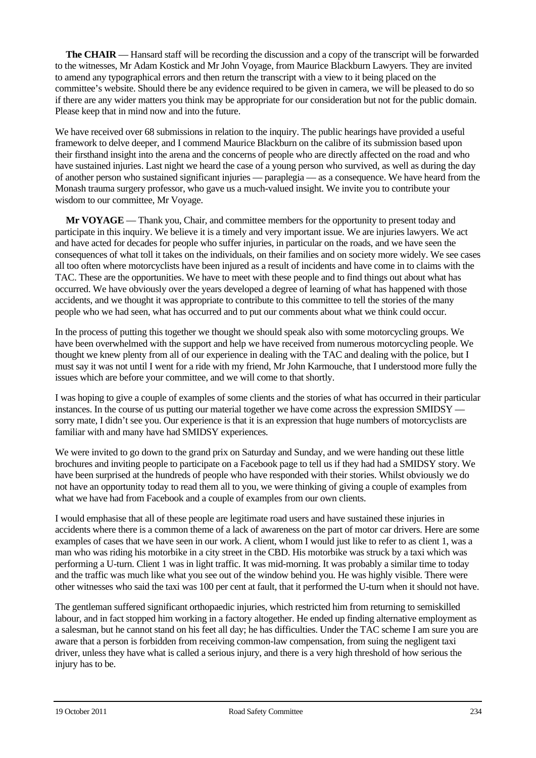**The CHAIR** — Hansard staff will be recording the discussion and a copy of the transcript will be forwarded to the witnesses, Mr Adam Kostick and Mr John Voyage, from Maurice Blackburn Lawyers. They are invited to amend any typographical errors and then return the transcript with a view to it being placed on the committee's website. Should there be any evidence required to be given in camera, we will be pleased to do so if there are any wider matters you think may be appropriate for our consideration but not for the public domain. Please keep that in mind now and into the future.

We have received over 68 submissions in relation to the inquiry. The public hearings have provided a useful framework to delve deeper, and I commend Maurice Blackburn on the calibre of its submission based upon their firsthand insight into the arena and the concerns of people who are directly affected on the road and who have sustained injuries. Last night we heard the case of a young person who survived, as well as during the day of another person who sustained significant injuries — paraplegia — as a consequence. We have heard from the Monash trauma surgery professor, who gave us a much-valued insight. We invite you to contribute your wisdom to our committee, Mr Voyage.

**Mr VOYAGE** — Thank you, Chair, and committee members for the opportunity to present today and participate in this inquiry. We believe it is a timely and very important issue. We are injuries lawyers. We act and have acted for decades for people who suffer injuries, in particular on the roads, and we have seen the consequences of what toll it takes on the individuals, on their families and on society more widely. We see cases all too often where motorcyclists have been injured as a result of incidents and have come in to claims with the TAC. These are the opportunities. We have to meet with these people and to find things out about what has occurred. We have obviously over the years developed a degree of learning of what has happened with those accidents, and we thought it was appropriate to contribute to this committee to tell the stories of the many people who we had seen, what has occurred and to put our comments about what we think could occur.

In the process of putting this together we thought we should speak also with some motorcycling groups. We have been overwhelmed with the support and help we have received from numerous motorcycling people. We thought we knew plenty from all of our experience in dealing with the TAC and dealing with the police, but I must say it was not until I went for a ride with my friend, Mr John Karmouche, that I understood more fully the issues which are before your committee, and we will come to that shortly.

I was hoping to give a couple of examples of some clients and the stories of what has occurred in their particular instances. In the course of us putting our material together we have come across the expression SMIDSY — sorry mate, I didn't see you. Our experience is that it is an expression that huge numbers of motorcyclists are familiar with and many have had SMIDSY experiences.

We were invited to go down to the grand prix on Saturday and Sunday, and we were handing out these little brochures and inviting people to participate on a Facebook page to tell us if they had had a SMIDSY story. We have been surprised at the hundreds of people who have responded with their stories. Whilst obviously we do not have an opportunity today to read them all to you, we were thinking of giving a couple of examples from what we have had from Facebook and a couple of examples from our own clients.

I would emphasise that all of these people are legitimate road users and have sustained these injuries in accidents where there is a common theme of a lack of awareness on the part of motor car drivers. Here are some examples of cases that we have seen in our work. A client, whom I would just like to refer to as client 1, was a man who was riding his motorbike in a city street in the CBD. His motorbike was struck by a taxi which was performing a U-turn. Client 1 was in light traffic. It was mid-morning. It was probably a similar time to today and the traffic was much like what you see out of the window behind you. He was highly visible. There were other witnesses who said the taxi was 100 per cent at fault, that it performed the U-turn when it should not have.

The gentleman suffered significant orthopaedic injuries, which restricted him from returning to semiskilled labour, and in fact stopped him working in a factory altogether. He ended up finding alternative employment as a salesman, but he cannot stand on his feet all day; he has difficulties. Under the TAC scheme I am sure you are aware that a person is forbidden from receiving common-law compensation, from suing the negligent taxi driver, unless they have what is called a serious injury, and there is a very high threshold of how serious the injury has to be.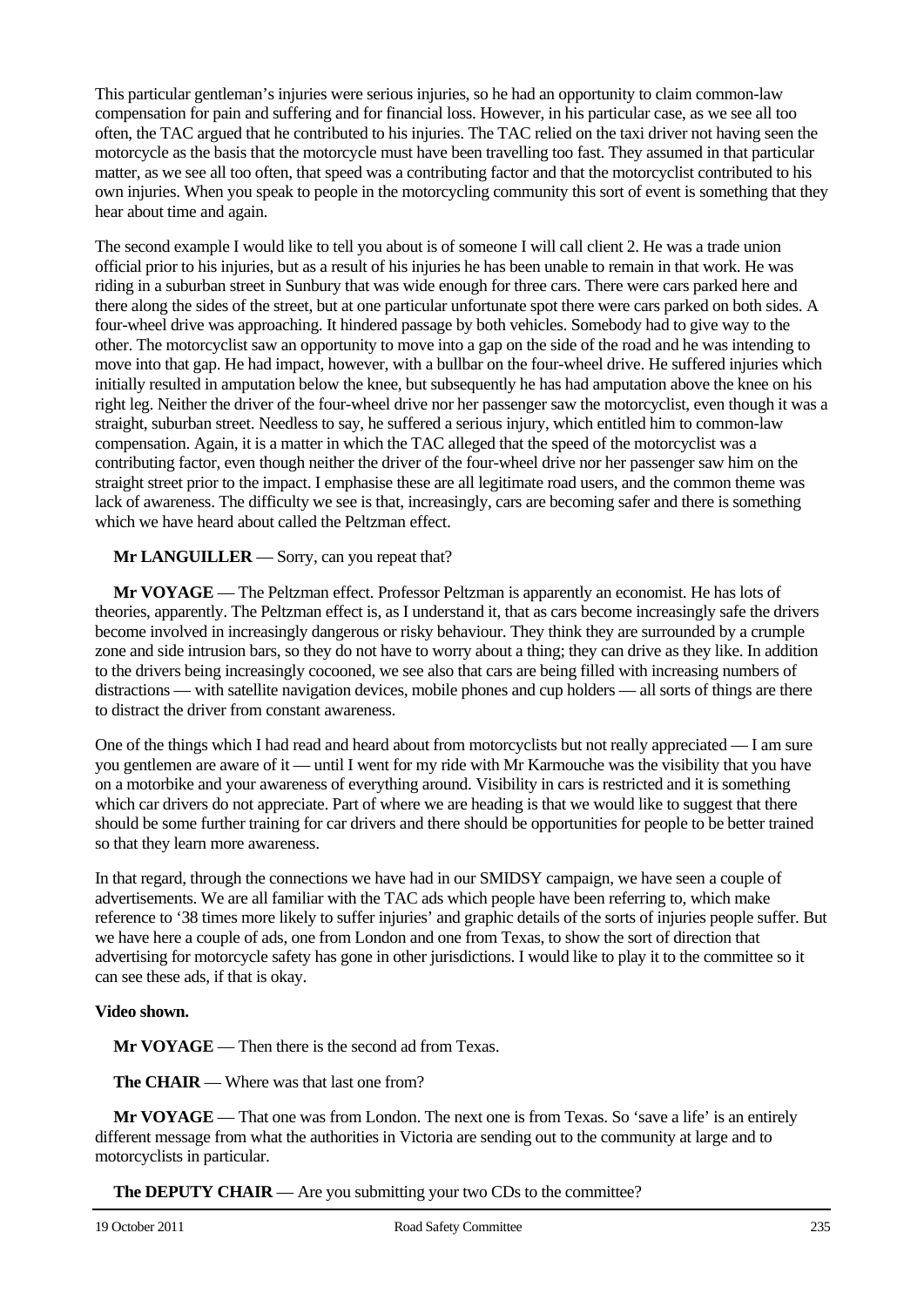This particular gentleman's injuries were serious injuries, so he had an opportunity to claim common-law compensation for pain and suffering and for financial loss. However, in his particular case, as we see all too often, the TAC argued that he contributed to his injuries. The TAC relied on the taxi driver not having seen the motorcycle as the basis that the motorcycle must have been travelling too fast. They assumed in that particular matter, as we see all too often, that speed was a contributing factor and that the motorcyclist contributed to his own injuries. When you speak to people in the motorcycling community this sort of event is something that they hear about time and again.

The second example I would like to tell you about is of someone I will call client 2. He was a trade union official prior to his injuries, but as a result of his injuries he has been unable to remain in that work. He was riding in a suburban street in Sunbury that was wide enough for three cars. There were cars parked here and there along the sides of the street, but at one particular unfortunate spot there were cars parked on both sides. A four-wheel drive was approaching. It hindered passage by both vehicles. Somebody had to give way to the other. The motorcyclist saw an opportunity to move into a gap on the side of the road and he was intending to move into that gap. He had impact, however, with a bullbar on the four-wheel drive. He suffered injuries which initially resulted in amputation below the knee, but subsequently he has had amputation above the knee on his right leg. Neither the driver of the four-wheel drive nor her passenger saw the motorcyclist, even though it was a straight, suburban street. Needless to say, he suffered a serious injury, which entitled him to common-law compensation. Again, it is a matter in which the TAC alleged that the speed of the motorcyclist was a contributing factor, even though neither the driver of the four-wheel drive nor her passenger saw him on the straight street prior to the impact. I emphasise these are all legitimate road users, and the common theme was lack of awareness. The difficulty we see is that, increasingly, cars are becoming safer and there is something which we have heard about called the Peltzman effect.

**Mr LANGUILLER** — Sorry, can you repeat that?

**Mr VOYAGE** — The Peltzman effect. Professor Peltzman is apparently an economist. He has lots of theories, apparently. The Peltzman effect is, as I understand it, that as cars become increasingly safe the drivers become involved in increasingly dangerous or risky behaviour. They think they are surrounded by a crumple zone and side intrusion bars, so they do not have to worry about a thing; they can drive as they like. In addition to the drivers being increasingly cocooned, we see also that cars are being filled with increasing numbers of distractions — with satellite navigation devices, mobile phones and cup holders — all sorts of things are there to distract the driver from constant awareness.

One of the things which I had read and heard about from motorcyclists but not really appreciated — I am sure you gentlemen are aware of it — until I went for my ride with Mr Karmouche was the visibility that you have on a motorbike and your awareness of everything around. Visibility in cars is restricted and it is something which car drivers do not appreciate. Part of where we are heading is that we would like to suggest that there should be some further training for car drivers and there should be opportunities for people to be better trained so that they learn more awareness.

In that regard, through the connections we have had in our SMIDSY campaign, we have seen a couple of advertisements. We are all familiar with the TAC ads which people have been referring to, which make reference to '38 times more likely to suffer injuries' and graphic details of the sorts of injuries people suffer. But we have here a couple of ads, one from London and one from Texas, to show the sort of direction that advertising for motorcycle safety has gone in other jurisdictions. I would like to play it to the committee so it can see these ads, if that is okay.

**Video shown.**

**Mr VOYAGE** — Then there is the second ad from Texas.

**The CHAIR** — Where was that last one from?

**Mr VOYAGE** — That one was from London. The next one is from Texas. So 'save a life' is an entirely different message from what the authorities in Victoria are sending out to the community at large and to motorcyclists in particular.

**The DEPUTY CHAIR** — Are you submitting your two CDs to the committee?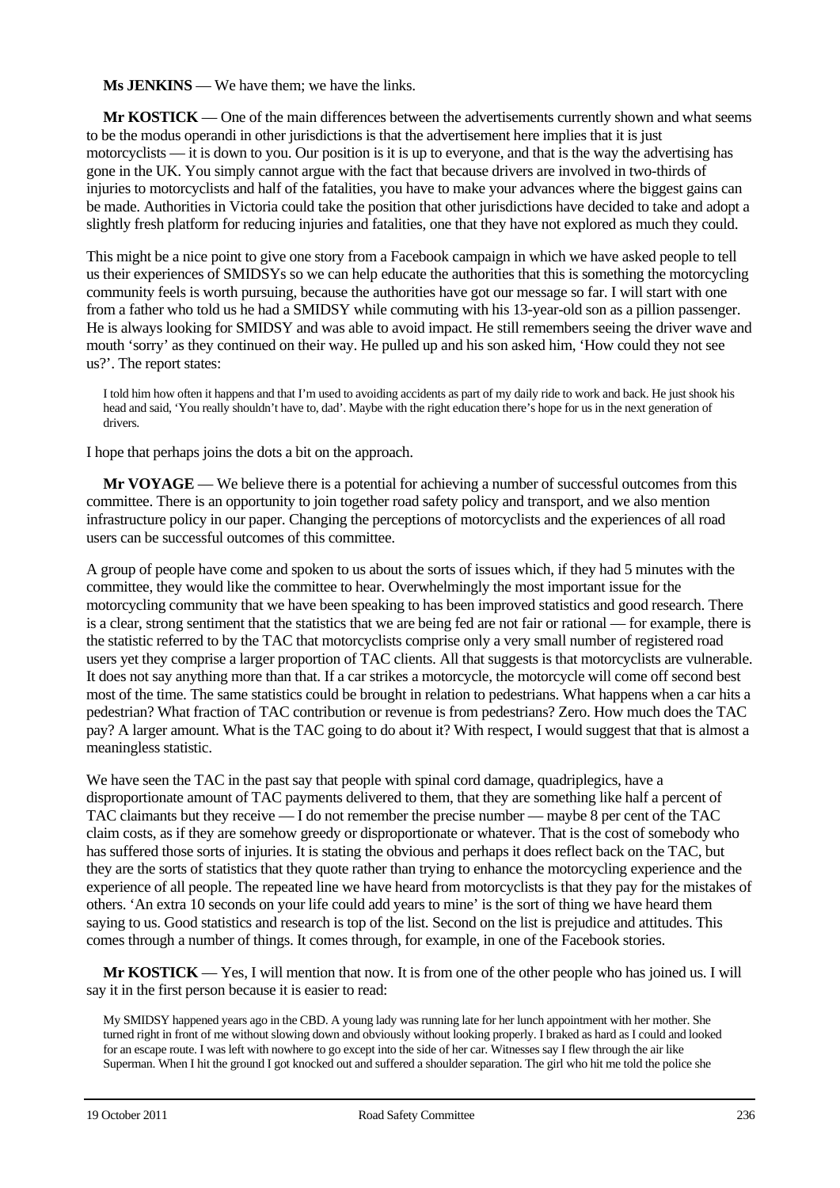**Ms JENKINS** — We have them; we have the links.

**Mr KOSTICK** — One of the main differences between the advertisements currently shown and what seems to be the modus operandi in other jurisdictions is that the advertisement here implies that it is just motorcyclists — it is down to you. Our position is it is up to everyone, and that is the way the advertising has gone in the UK. You simply cannot argue with the fact that because drivers are involved in two-thirds of injuries to motorcyclists and half of the fatalities, you have to make your advances where the biggest gains can be made. Authorities in Victoria could take the position that other jurisdictions have decided to take and adopt a slightly fresh platform for reducing injuries and fatalities, one that they have not explored as much they could.

This might be a nice point to give one story from a Facebook campaign in which we have asked people to tell us their experiences of SMIDSYs so we can help educate the authorities that this is something the motorcycling community feels is worth pursuing, because the authorities have got our message so far. I will start with one from a father who told us he had a SMIDSY while commuting with his 13-year-old son as a pillion passenger. He is always looking for SMIDSY and was able to avoid impact. He still remembers seeing the driver wave and mouth 'sorry' as they continued on their way. He pulled up and his son asked him, 'How could they not see us?'. The report states:

> I told him how often it happens and that I'm used to avoiding accidents as part of my daily ride to work and back. He just shook his head and said, 'You really shouldn't have to, dad'. Maybe with the right education there's hope for us in the next generation of drivers.

I hope that perhaps joins the dots a bit on the approach.

**Mr VOYAGE** — We believe there is a potential for achieving a number of successful outcomes from this committee. There is an opportunity to join together road safety policy and transport, and we also mention infrastructure policy in our paper. Changing the perceptions of motorcyclists and the experiences of all road users can be successful outcomes of this committee.

A group of people have come and spoken to us about the sorts of issues which, if they had 5 minutes with the committee, they would like the committee to hear. Overwhelmingly the most important issue for the motorcycling community that we have been speaking to has been improved statistics and good research. There is a clear, strong sentiment that the statistics that we are being fed are not fair or rational — for example, there is the statistic referred to by the TAC that motorcyclists comprise only a very small number of registered road users yet they comprise a larger proportion of TAC clients. All that suggests is that motorcyclists are vulnerable. It does not say anything more than that. If a car strikes a motorcycle, the motorcycle will come off second best most of the time. The same statistics could be brought in relation to pedestrians. What happens when a car hits a pedestrian? What fraction of TAC contribution or revenue is from pedestrians? Zero. How much does the TAC pay? A larger amount. What is the TAC going to do about it? With respect, I would suggest that that is almost a meaningless statistic.

We have seen the TAC in the past say that people with spinal cord damage, quadriplegics, have a disproportionate amount of TAC payments delivered to them, that they are something like half a percent of TAC claimants but they receive — I do not remember the precise number — maybe 8 per cent of the TAC claim costs, as if they are somehow greedy or disproportionate or whatever. That is the cost of somebody who has suffered those sorts of injuries. It is stating the obvious and perhaps it does reflect back on the TAC, but they are the sorts of statistics that they quote rather than trying to enhance the motorcycling experience and the experience of all people. The repeated line we have heard from motorcyclists is that they pay for the mistakes of others. 'An extra 10 seconds on your life could add years to mine' is the sort of thing we have heard them saying to us. Good statistics and research is top of the list. Second on the list is prejudice and attitudes. This comes through a number of things. It comes through, for example, in one of the Facebook stories.

**Mr KOSTICK** — Yes, I will mention that now. It is from one of the other people who has joined us. I will say it in the first person because it is easier to read:

> My SMIDSY happened years ago in the CBD. A young lady was running late for her lunch appointment with her mother. She turned right in front of me without slowing down and obviously without looking properly. I braked as hard as I could and looked for an escape route. I was left with nowhere to go except into the side of her car. Witnesses say I flew through the air like Superman. When I hit the ground I got knocked out and suffered a shoulder separation. The girl who hit me told the police she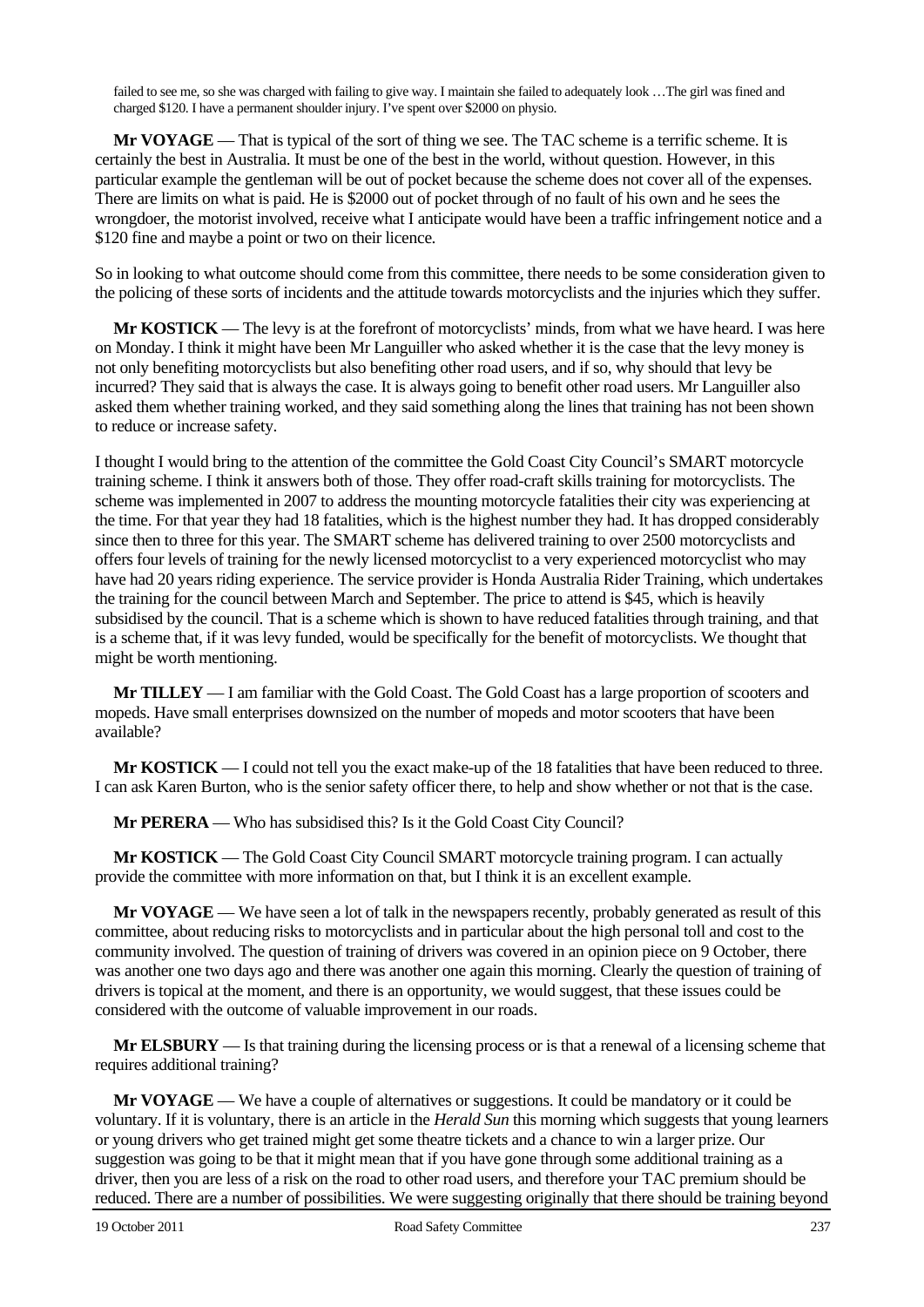failed to see me, so she was charged with failing to give way. I maintain she failed to adequately look …The girl was fined and charged $120. I have a permanent shoulder injury. I've spent over $2000 on physio.

**Mr VOYAGE** — That is typical of the sort of thing we see. The TAC scheme is a terrific scheme. It is certainly the best in Australia. It must be one of the best in the world, without question. However, in this particular example the gentleman will be out of pocket because the scheme does not cover all of the expenses. There are limits on what is paid. He is $2000 out of pocket through of no fault of his own and he sees the wrongdoer, the motorist involved, receive what I anticipate would have been a traffic infringement notice and a $120 fine and maybe a point or two on their licence.

So in looking to what outcome should come from this committee, there needs to be some consideration given to the policing of these sorts of incidents and the attitude towards motorcyclists and the injuries which they suffer.

**Mr KOSTICK** — The levy is at the forefront of motorcyclists' minds, from what we have heard. I was here on Monday. I think it might have been Mr Languiller who asked whether it is the case that the levy money is not only benefiting motorcyclists but also benefiting other road users, and if so, why should that levy be incurred? They said that is always the case. It is always going to benefit other road users. Mr Languiller also asked them whether training worked, and they said something along the lines that training has not been shown to reduce or increase safety.

I thought I would bring to the attention of the committee the Gold Coast City Council's SMART motorcycle training scheme. I think it answers both of those. They offer road-craft skills training for motorcyclists. The scheme was implemented in 2007 to address the mounting motorcycle fatalities their city was experiencing at the time. For that year they had 18 fatalities, which is the highest number they had. It has dropped considerably since then to three for this year. The SMART scheme has delivered training to over 2500 motorcyclists and offers four levels of training for the newly licensed motorcyclist to a very experienced motorcyclist who may have had 20 years riding experience. The service provider is Honda Australia Rider Training, which undertakes the training for the council between March and September. The price to attend is $45, which is heavily subsidised by the council. That is a scheme which is shown to have reduced fatalities through training, and that is a scheme that, if it was levy funded, would be specifically for the benefit of motorcyclists. We thought that might be worth mentioning.

**Mr TILLEY** — I am familiar with the Gold Coast. The Gold Coast has a large proportion of scooters and mopeds. Have small enterprises downsized on the number of mopeds and motor scooters that have been available?

**Mr KOSTICK** — I could not tell you the exact make-up of the 18 fatalities that have been reduced to three. I can ask Karen Burton, who is the senior safety officer there, to help and show whether or not that is the case.

**Mr PERERA** — Who has subsidised this? Is it the Gold Coast City Council?

**Mr KOSTICK** — The Gold Coast City Council SMART motorcycle training program. I can actually provide the committee with more information on that, but I think it is an excellent example.

**Mr VOYAGE** — We have seen a lot of talk in the newspapers recently, probably generated as result of this committee, about reducing risks to motorcyclists and in particular about the high personal toll and cost to the community involved. The question of training of drivers was covered in an opinion piece on 9 October, there was another one two days ago and there was another one again this morning. Clearly the question of training of drivers is topical at the moment, and there is an opportunity, we would suggest, that these issues could be considered with the outcome of valuable improvement in our roads.

**Mr ELSBURY** — Is that training during the licensing process or is that a renewal of a licensing scheme that requires additional training?

**Mr VOYAGE** — We have a couple of alternatives or suggestions. It could be mandatory or it could be voluntary. If it is voluntary, there is an article in the *Herald Sun* this morning which suggests that young learners or young drivers who get trained might get some theatre tickets and a chance to win a larger prize. Our suggestion was going to be that it might mean that if you have gone through some additional training as a driver, then you are less of a risk on the road to other road users, and therefore your TAC premium should be reduced. There are a number of possibilities. We were suggesting originally that there should be training beyond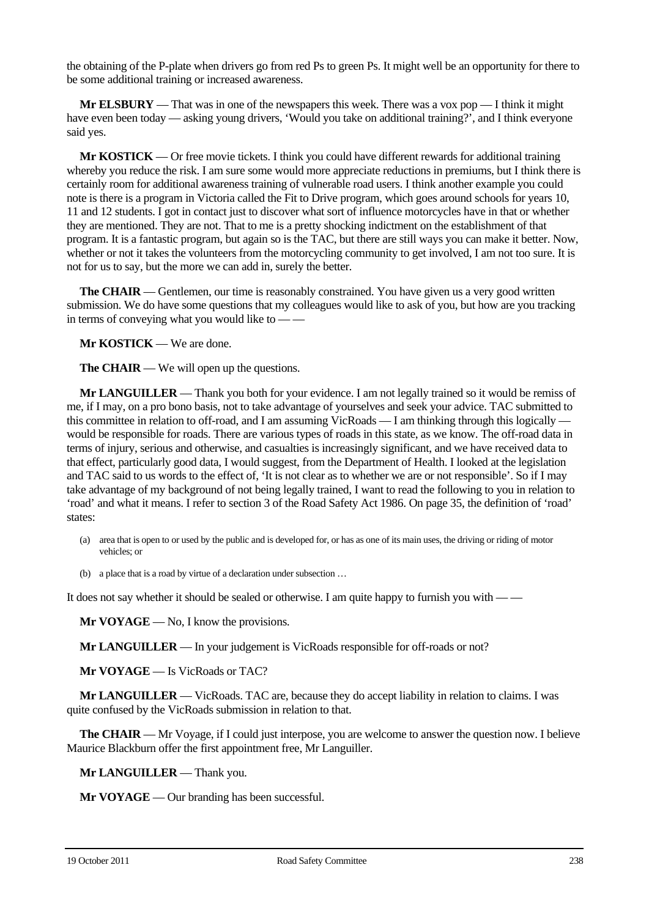the obtaining of the P-plate when drivers go from red Ps to green Ps. It might well be an opportunity for there to be some additional training or increased awareness.

**Mr ELSBURY** — That was in one of the newspapers this week. There was a vox pop — I think it might have even been today — asking young drivers, 'Would you take on additional training?', and I think everyone said yes.

**Mr KOSTICK** — Or free movie tickets. I think you could have different rewards for additional training whereby you reduce the risk. I am sure some would more appreciate reductions in premiums, but I think there is certainly room for additional awareness training of vulnerable road users. I think another example you could note is there is a program in Victoria called the Fit to Drive program, which goes around schools for years 10, 11 and 12 students. I got in contact just to discover what sort of influence motorcycles have in that or whether they are mentioned. They are not. That to me is a pretty shocking indictment on the establishment of that program. It is a fantastic program, but again so is the TAC, but there are still ways you can make it better. Now, whether or not it takes the volunteers from the motorcycling community to get involved, I am not too sure. It is not for us to say, but the more we can add in, surely the better.

**The CHAIR** — Gentlemen, our time is reasonably constrained. You have given us a very good written submission. We do have some questions that my colleagues would like to ask of you, but how are you tracking in terms of conveying what you would like to — —

**Mr KOSTICK** — We are done.

**The CHAIR** — We will open up the questions.

**Mr LANGUILLER** — Thank you both for your evidence. I am not legally trained so it would be remiss of me, if I may, on a pro bono basis, not to take advantage of yourselves and seek your advice. TAC submitted to this committee in relation to off-road, and I am assuming VicRoads — I am thinking through this logically — would be responsible for roads. There are various types of roads in this state, as we know. The off-road data in terms of injury, serious and otherwise, and casualties is increasingly significant, and we have received data to that effect, particularly good data, I would suggest, from the Department of Health. I looked at the legislation and TAC said to us words to the effect of, 'It is not clear as to whether we are or not responsible'. So if I may take advantage of my background of not being legally trained, I want to read the following to you in relation to 'road' and what it means. I refer to section 3 of the Road Safety Act 1986. On page 35, the definition of 'road' states:

> (a) area that is open to or used by the public and is developed for, or has as one of its main uses, the driving or riding of motor vehicles; or
>
> (b) a place that is a road by virtue of a declaration under subsection …

It does not say whether it should be sealed or otherwise. I am quite happy to furnish you with — —

**Mr VOYAGE** — No, I know the provisions.

**Mr LANGUILLER** — In your judgement is VicRoads responsible for off-roads or not?

**Mr VOYAGE** — Is VicRoads or TAC?

**Mr LANGUILLER** — VicRoads. TAC are, because they do accept liability in relation to claims. I was quite confused by the VicRoads submission in relation to that.

**The CHAIR** — Mr Voyage, if I could just interpose, you are welcome to answer the question now. I believe Maurice Blackburn offer the first appointment free, Mr Languiller.

**Mr LANGUILLER** — Thank you.

**Mr VOYAGE** — Our branding has been successful.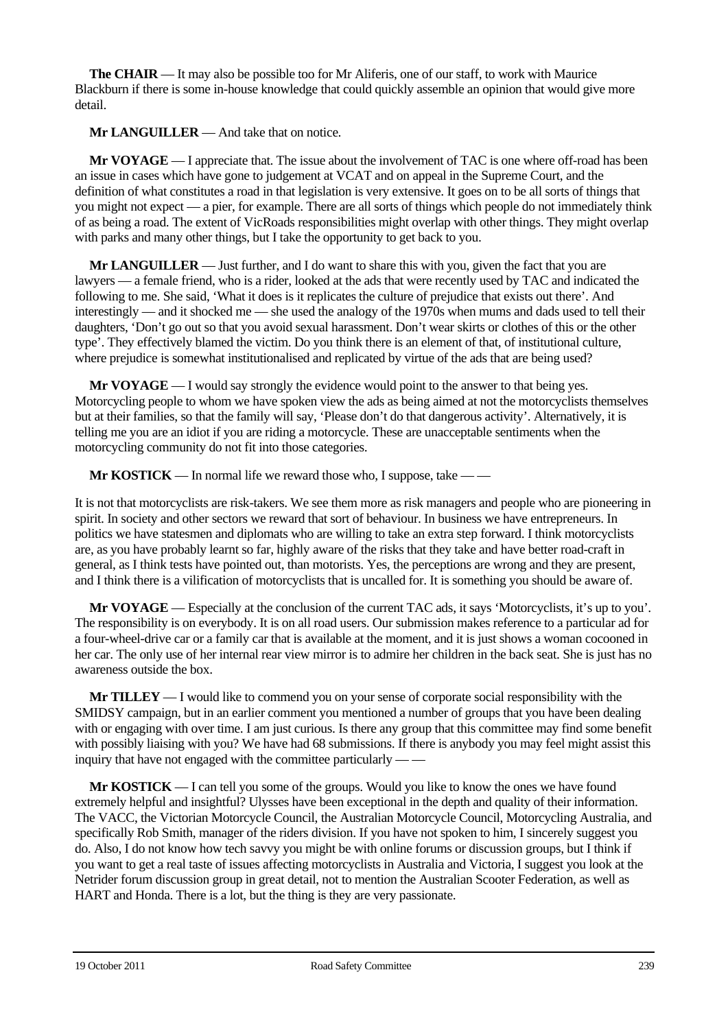**The CHAIR** — It may also be possible too for Mr Aliferis, one of our staff, to work with Maurice Blackburn if there is some in-house knowledge that could quickly assemble an opinion that would give more detail.

**Mr LANGUILLER** — And take that on notice.

**Mr VOYAGE** — I appreciate that. The issue about the involvement of TAC is one where off-road has been an issue in cases which have gone to judgement at VCAT and on appeal in the Supreme Court, and the definition of what constitutes a road in that legislation is very extensive. It goes on to be all sorts of things that you might not expect — a pier, for example. There are all sorts of things which people do not immediately think of as being a road. The extent of VicRoads responsibilities might overlap with other things. They might overlap with parks and many other things, but I take the opportunity to get back to you.

**Mr LANGUILLER** — Just further, and I do want to share this with you, given the fact that you are lawyers — a female friend, who is a rider, looked at the ads that were recently used by TAC and indicated the following to me. She said, 'What it does is it replicates the culture of prejudice that exists out there'. And interestingly — and it shocked me — she used the analogy of the 1970s when mums and dads used to tell their daughters, 'Don't go out so that you avoid sexual harassment. Don't wear skirts or clothes of this or the other type'. They effectively blamed the victim. Do you think there is an element of that, of institutional culture, where prejudice is somewhat institutionalised and replicated by virtue of the ads that are being used?

**Mr VOYAGE** — I would say strongly the evidence would point to the answer to that being yes. Motorcycling people to whom we have spoken view the ads as being aimed at not the motorcyclists themselves but at their families, so that the family will say, 'Please don't do that dangerous activity'. Alternatively, it is telling me you are an idiot if you are riding a motorcycle. These are unacceptable sentiments when the motorcycling community do not fit into those categories.

**Mr KOSTICK** — In normal life we reward those who, I suppose, take — —

It is not that motorcyclists are risk-takers. We see them more as risk managers and people who are pioneering in spirit. In society and other sectors we reward that sort of behaviour. In business we have entrepreneurs. In politics we have statesmen and diplomats who are willing to take an extra step forward. I think motorcyclists are, as you have probably learnt so far, highly aware of the risks that they take and have better road-craft in general, as I think tests have pointed out, than motorists. Yes, the perceptions are wrong and they are present, and I think there is a vilification of motorcyclists that is uncalled for. It is something you should be aware of.

**Mr VOYAGE** — Especially at the conclusion of the current TAC ads, it says 'Motorcyclists, it's up to you'. The responsibility is on everybody. It is on all road users. Our submission makes reference to a particular ad for a four-wheel-drive car or a family car that is available at the moment, and it is just shows a woman cocooned in her car. The only use of her internal rear view mirror is to admire her children in the back seat. She is just has no awareness outside the box.

**Mr TILLEY** — I would like to commend you on your sense of corporate social responsibility with the SMIDSY campaign, but in an earlier comment you mentioned a number of groups that you have been dealing with or engaging with over time. I am just curious. Is there any group that this committee may find some benefit with possibly liaising with you? We have had 68 submissions. If there is anybody you may feel might assist this inquiry that have not engaged with the committee particularly — —

**Mr KOSTICK** — I can tell you some of the groups. Would you like to know the ones we have found extremely helpful and insightful? Ulysses have been exceptional in the depth and quality of their information. The VACC, the Victorian Motorcycle Council, the Australian Motorcycle Council, Motorcycling Australia, and specifically Rob Smith, manager of the riders division. If you have not spoken to him, I sincerely suggest you do. Also, I do not know how tech savvy you might be with online forums or discussion groups, but I think if you want to get a real taste of issues affecting motorcyclists in Australia and Victoria, I suggest you look at the Netrider forum discussion group in great detail, not to mention the Australian Scooter Federation, as well as HART and Honda. There is a lot, but the thing is they are very passionate.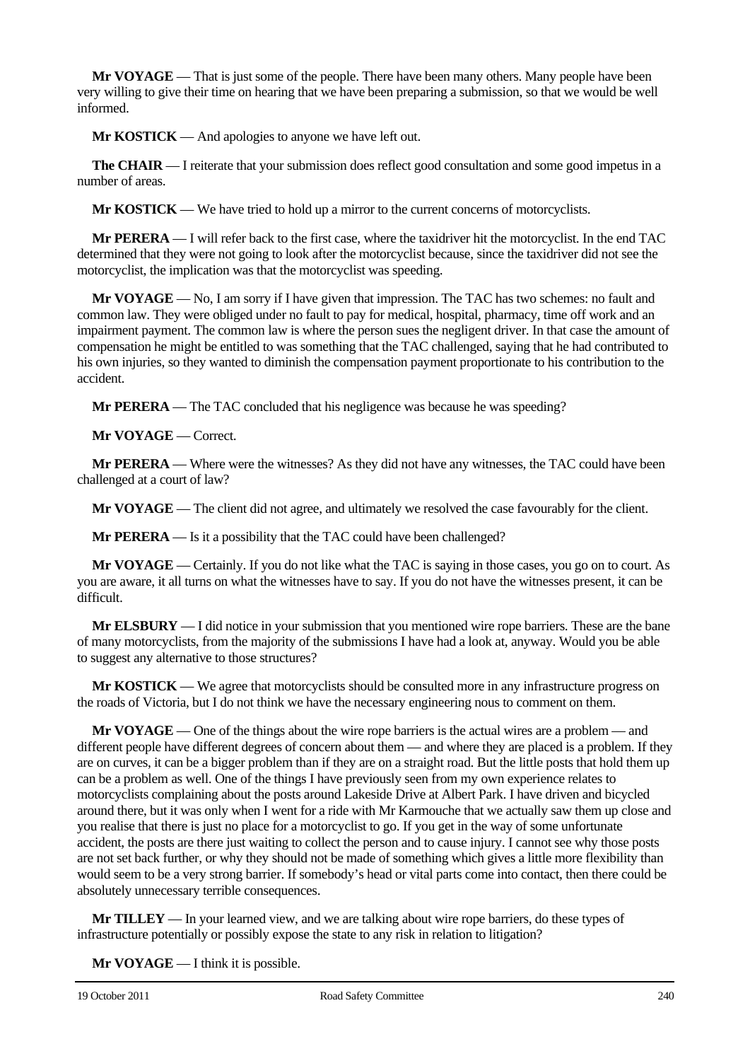**Mr VOYAGE** — That is just some of the people. There have been many others. Many people have been very willing to give their time on hearing that we have been preparing a submission, so that we would be well informed.

**Mr KOSTICK** — And apologies to anyone we have left out.

**The CHAIR** — I reiterate that your submission does reflect good consultation and some good impetus in a number of areas.

**Mr KOSTICK** — We have tried to hold up a mirror to the current concerns of motorcyclists.

**Mr PERERA** — I will refer back to the first case, where the taxidriver hit the motorcyclist. In the end TAC determined that they were not going to look after the motorcyclist because, since the taxidriver did not see the motorcyclist, the implication was that the motorcyclist was speeding.

**Mr VOYAGE** — No, I am sorry if I have given that impression. The TAC has two schemes: no fault and common law. They were obliged under no fault to pay for medical, hospital, pharmacy, time off work and an impairment payment. The common law is where the person sues the negligent driver. In that case the amount of compensation he might be entitled to was something that the TAC challenged, saying that he had contributed to his own injuries, so they wanted to diminish the compensation payment proportionate to his contribution to the accident.

**Mr PERERA** — The TAC concluded that his negligence was because he was speeding?

**Mr VOYAGE** — Correct.

**Mr PERERA** — Where were the witnesses? As they did not have any witnesses, the TAC could have been challenged at a court of law?

**Mr VOYAGE** — The client did not agree, and ultimately we resolved the case favourably for the client.

**Mr PERERA** — Is it a possibility that the TAC could have been challenged?

**Mr VOYAGE** — Certainly. If you do not like what the TAC is saying in those cases, you go on to court. As you are aware, it all turns on what the witnesses have to say. If you do not have the witnesses present, it can be difficult.

**Mr ELSBURY** — I did notice in your submission that you mentioned wire rope barriers. These are the bane of many motorcyclists, from the majority of the submissions I have had a look at, anyway. Would you be able to suggest any alternative to those structures?

**Mr KOSTICK** — We agree that motorcyclists should be consulted more in any infrastructure progress on the roads of Victoria, but I do not think we have the necessary engineering nous to comment on them.

**Mr VOYAGE** — One of the things about the wire rope barriers is the actual wires are a problem — and different people have different degrees of concern about them — and where they are placed is a problem. If they are on curves, it can be a bigger problem than if they are on a straight road. But the little posts that hold them up can be a problem as well. One of the things I have previously seen from my own experience relates to motorcyclists complaining about the posts around Lakeside Drive at Albert Park. I have driven and bicycled around there, but it was only when I went for a ride with Mr Karmouche that we actually saw them up close and you realise that there is just no place for a motorcyclist to go. If you get in the way of some unfortunate accident, the posts are there just waiting to collect the person and to cause injury. I cannot see why those posts are not set back further, or why they should not be made of something which gives a little more flexibility than would seem to be a very strong barrier. If somebody's head or vital parts come into contact, then there could be absolutely unnecessary terrible consequences.

**Mr TILLEY** — In your learned view, and we are talking about wire rope barriers, do these types of infrastructure potentially or possibly expose the state to any risk in relation to litigation?

**Mr VOYAGE** — I think it is possible.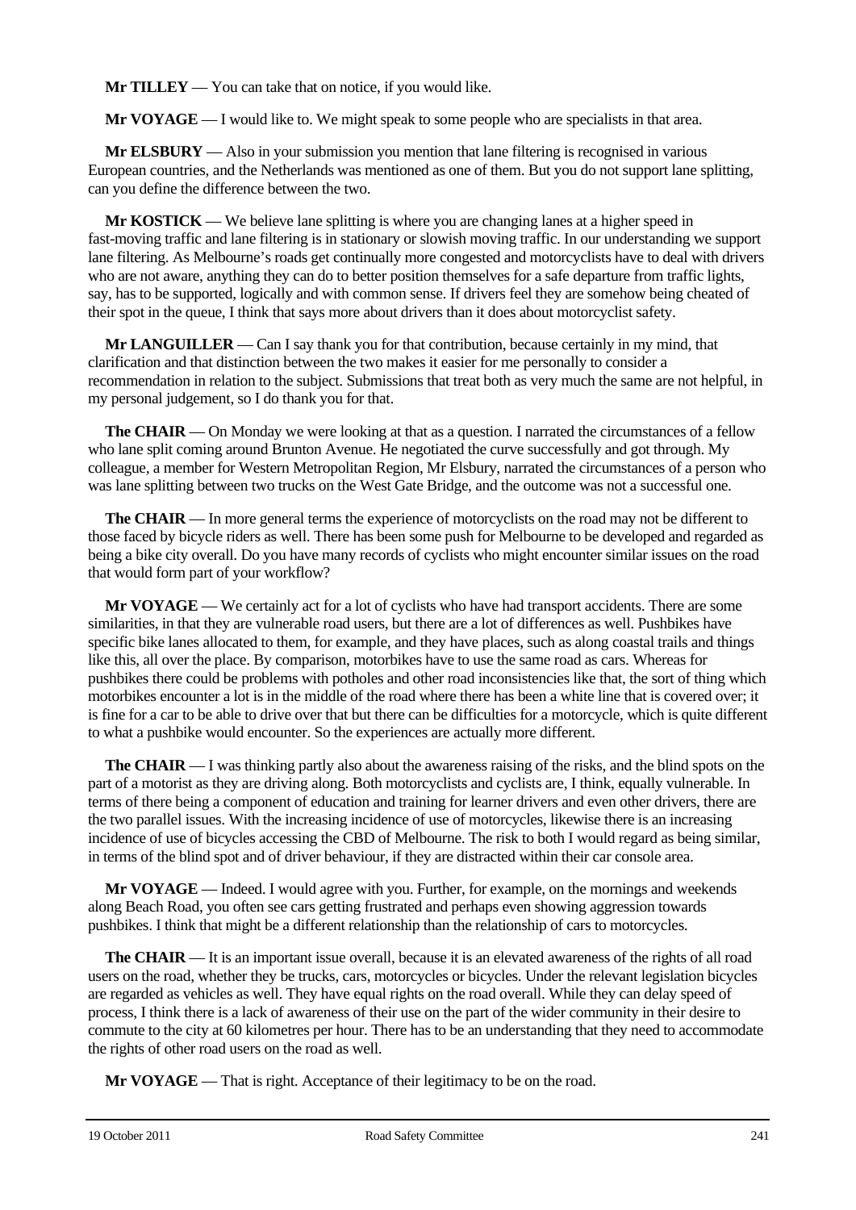**Mr TILLEY** — You can take that on notice, if you would like.

**Mr VOYAGE** — I would like to. We might speak to some people who are specialists in that area.

**Mr ELSBURY** — Also in your submission you mention that lane filtering is recognised in various European countries, and the Netherlands was mentioned as one of them. But you do not support lane splitting, can you define the difference between the two.

**Mr KOSTICK** — We believe lane splitting is where you are changing lanes at a higher speed in fast-moving traffic and lane filtering is in stationary or slowish moving traffic. In our understanding we support lane filtering. As Melbourne's roads get continually more congested and motorcyclists have to deal with drivers who are not aware, anything they can do to better position themselves for a safe departure from traffic lights, say, has to be supported, logically and with common sense. If drivers feel they are somehow being cheated of their spot in the queue, I think that says more about drivers than it does about motorcyclist safety.

**Mr LANGUILLER** — Can I say thank you for that contribution, because certainly in my mind, that clarification and that distinction between the two makes it easier for me personally to consider a recommendation in relation to the subject. Submissions that treat both as very much the same are not helpful, in my personal judgement, so I do thank you for that.

**The CHAIR** — On Monday we were looking at that as a question. I narrated the circumstances of a fellow who lane split coming around Brunton Avenue. He negotiated the curve successfully and got through. My colleague, a member for Western Metropolitan Region, Mr Elsbury, narrated the circumstances of a person who was lane splitting between two trucks on the West Gate Bridge, and the outcome was not a successful one.

**The CHAIR** — In more general terms the experience of motorcyclists on the road may not be different to those faced by bicycle riders as well. There has been some push for Melbourne to be developed and regarded as being a bike city overall. Do you have many records of cyclists who might encounter similar issues on the road that would form part of your workflow?

**Mr VOYAGE** — We certainly act for a lot of cyclists who have had transport accidents. There are some similarities, in that they are vulnerable road users, but there are a lot of differences as well. Pushbikes have specific bike lanes allocated to them, for example, and they have places, such as along coastal trails and things like this, all over the place. By comparison, motorbikes have to use the same road as cars. Whereas for pushbikes there could be problems with potholes and other road inconsistencies like that, the sort of thing which motorbikes encounter a lot is in the middle of the road where there has been a white line that is covered over; it is fine for a car to be able to drive over that but there can be difficulties for a motorcycle, which is quite different to what a pushbike would encounter. So the experiences are actually more different.

**The CHAIR** — I was thinking partly also about the awareness raising of the risks, and the blind spots on the part of a motorist as they are driving along. Both motorcyclists and cyclists are, I think, equally vulnerable. In terms of there being a component of education and training for learner drivers and even other drivers, there are the two parallel issues. With the increasing incidence of use of motorcycles, likewise there is an increasing incidence of use of bicycles accessing the CBD of Melbourne. The risk to both I would regard as being similar, in terms of the blind spot and of driver behaviour, if they are distracted within their car console area.

**Mr VOYAGE** — Indeed. I would agree with you. Further, for example, on the mornings and weekends along Beach Road, you often see cars getting frustrated and perhaps even showing aggression towards pushbikes. I think that might be a different relationship than the relationship of cars to motorcycles.

**The CHAIR** — It is an important issue overall, because it is an elevated awareness of the rights of all road users on the road, whether they be trucks, cars, motorcycles or bicycles. Under the relevant legislation bicycles are regarded as vehicles as well. They have equal rights on the road overall. While they can delay speed of process, I think there is a lack of awareness of their use on the part of the wider community in their desire to commute to the city at 60 kilometres per hour. There has to be an understanding that they need to accommodate the rights of other road users on the road as well.

**Mr VOYAGE** — That is right. Acceptance of their legitimacy to be on the road.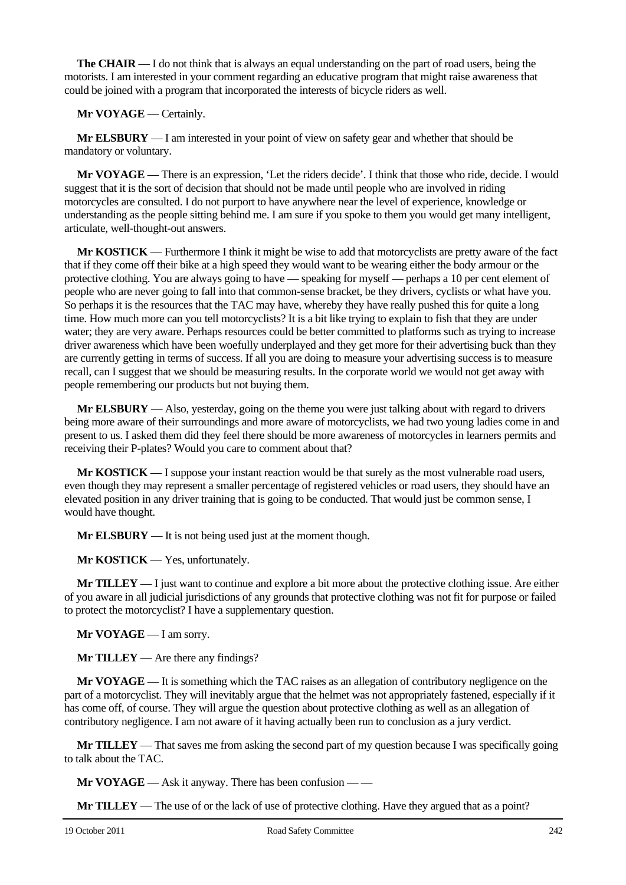**The CHAIR** — I do not think that is always an equal understanding on the part of road users, being the motorists. I am interested in your comment regarding an educative program that might raise awareness that could be joined with a program that incorporated the interests of bicycle riders as well.

**Mr VOYAGE** — Certainly.

**Mr ELSBURY** — I am interested in your point of view on safety gear and whether that should be mandatory or voluntary.

**Mr VOYAGE** — There is an expression, 'Let the riders decide'. I think that those who ride, decide. I would suggest that it is the sort of decision that should not be made until people who are involved in riding motorcycles are consulted. I do not purport to have anywhere near the level of experience, knowledge or understanding as the people sitting behind me. I am sure if you spoke to them you would get many intelligent, articulate, well-thought-out answers.

**Mr KOSTICK** — Furthermore I think it might be wise to add that motorcyclists are pretty aware of the fact that if they come off their bike at a high speed they would want to be wearing either the body armour or the protective clothing. You are always going to have — speaking for myself — perhaps a 10 per cent element of people who are never going to fall into that common-sense bracket, be they drivers, cyclists or what have you. So perhaps it is the resources that the TAC may have, whereby they have really pushed this for quite a long time. How much more can you tell motorcyclists? It is a bit like trying to explain to fish that they are under water; they are very aware. Perhaps resources could be better committed to platforms such as trying to increase driver awareness which have been woefully underplayed and they get more for their advertising buck than they are currently getting in terms of success. If all you are doing to measure your advertising success is to measure recall, can I suggest that we should be measuring results. In the corporate world we would not get away with people remembering our products but not buying them.

**Mr ELSBURY** — Also, yesterday, going on the theme you were just talking about with regard to drivers being more aware of their surroundings and more aware of motorcyclists, we had two young ladies come in and present to us. I asked them did they feel there should be more awareness of motorcycles in learners permits and receiving their P-plates? Would you care to comment about that?

**Mr KOSTICK** — I suppose your instant reaction would be that surely as the most vulnerable road users, even though they may represent a smaller percentage of registered vehicles or road users, they should have an elevated position in any driver training that is going to be conducted. That would just be common sense, I would have thought.

**Mr ELSBURY** — It is not being used just at the moment though.

**Mr KOSTICK** — Yes, unfortunately.

**Mr TILLEY** — I just want to continue and explore a bit more about the protective clothing issue. Are either of you aware in all judicial jurisdictions of any grounds that protective clothing was not fit for purpose or failed to protect the motorcyclist? I have a supplementary question.

**Mr VOYAGE** — I am sorry.

**Mr TILLEY** — Are there any findings?

**Mr VOYAGE** — It is something which the TAC raises as an allegation of contributory negligence on the part of a motorcyclist. They will inevitably argue that the helmet was not appropriately fastened, especially if it has come off, of course. They will argue the question about protective clothing as well as an allegation of contributory negligence. I am not aware of it having actually been run to conclusion as a jury verdict.

**Mr TILLEY** — That saves me from asking the second part of my question because I was specifically going to talk about the TAC.

**Mr VOYAGE** — Ask it anyway. There has been confusion — —

**Mr TILLEY** — The use of or the lack of use of protective clothing. Have they argued that as a point?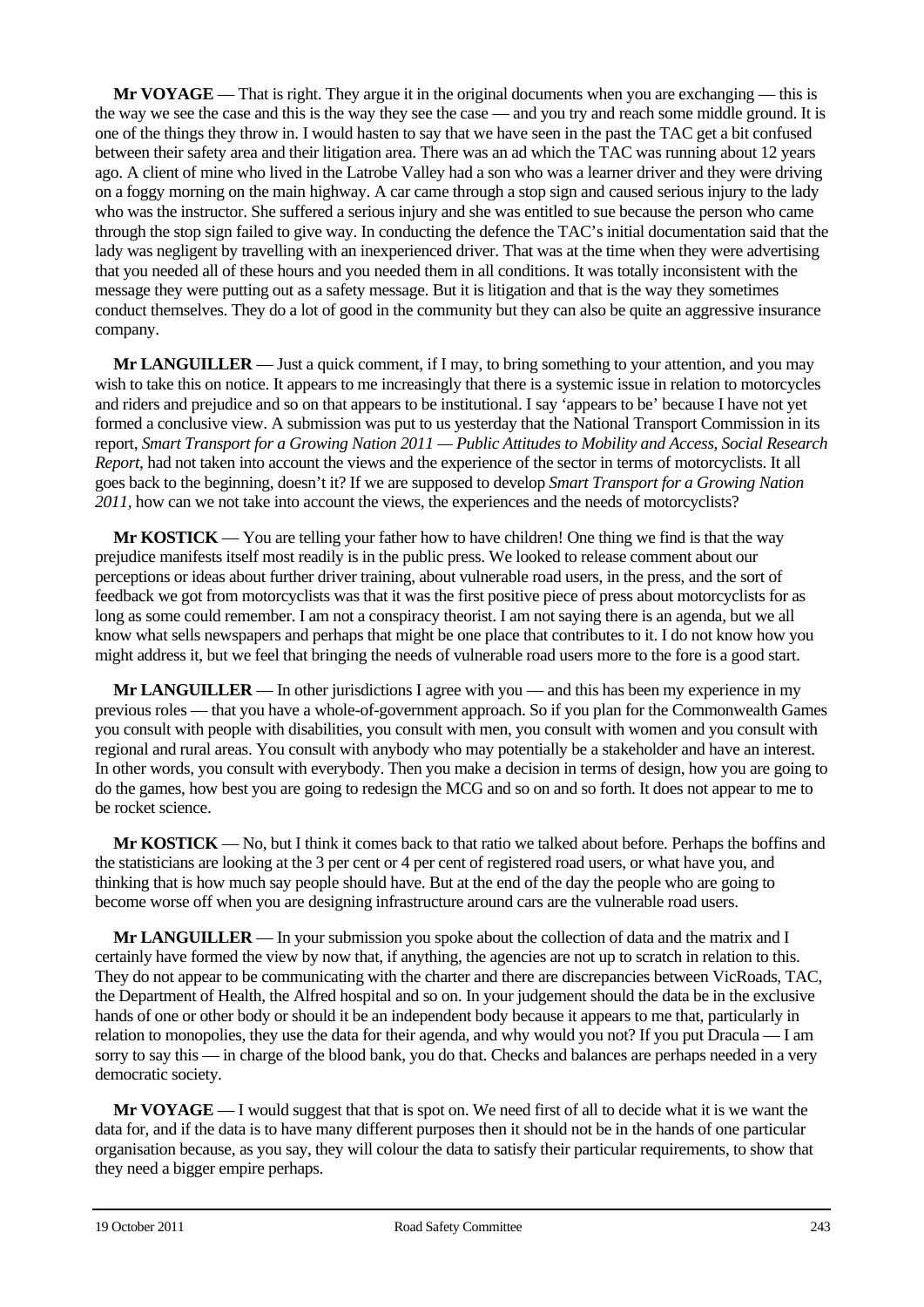**Mr VOYAGE** — That is right. They argue it in the original documents when you are exchanging — this is the way we see the case and this is the way they see the case — and you try and reach some middle ground. It is one of the things they throw in. I would hasten to say that we have seen in the past the TAC get a bit confused between their safety area and their litigation area. There was an ad which the TAC was running about 12 years ago. A client of mine who lived in the Latrobe Valley had a son who was a learner driver and they were driving on a foggy morning on the main highway. A car came through a stop sign and caused serious injury to the lady who was the instructor. She suffered a serious injury and she was entitled to sue because the person who came through the stop sign failed to give way. In conducting the defence the TAC's initial documentation said that the lady was negligent by travelling with an inexperienced driver. That was at the time when they were advertising that you needed all of these hours and you needed them in all conditions. It was totally inconsistent with the message they were putting out as a safety message. But it is litigation and that is the way they sometimes conduct themselves. They do a lot of good in the community but they can also be quite an aggressive insurance company.

**Mr LANGUILLER** — Just a quick comment, if I may, to bring something to your attention, and you may wish to take this on notice. It appears to me increasingly that there is a systemic issue in relation to motorcycles and riders and prejudice and so on that appears to be institutional. I say 'appears to be' because I have not yet formed a conclusive view. A submission was put to us yesterday that the National Transport Commission in its report, *Smart Transport for a Growing Nation 2011 — Public Attitudes to Mobility and Access, Social Research Report*, had not taken into account the views and the experience of the sector in terms of motorcyclists. It all goes back to the beginning, doesn't it? If we are supposed to develop *Smart Transport for a Growing Nation 2011,* how can we not take into account the views, the experiences and the needs of motorcyclists?

**Mr KOSTICK** — You are telling your father how to have children! One thing we find is that the way prejudice manifests itself most readily is in the public press. We looked to release comment about our perceptions or ideas about further driver training, about vulnerable road users, in the press, and the sort of feedback we got from motorcyclists was that it was the first positive piece of press about motorcyclists for as long as some could remember. I am not a conspiracy theorist. I am not saying there is an agenda, but we all know what sells newspapers and perhaps that might be one place that contributes to it. I do not know how you might address it, but we feel that bringing the needs of vulnerable road users more to the fore is a good start.

**Mr LANGUILLER** — In other jurisdictions I agree with you — and this has been my experience in my previous roles — that you have a whole-of-government approach. So if you plan for the Commonwealth Games you consult with people with disabilities, you consult with men, you consult with women and you consult with regional and rural areas. You consult with anybody who may potentially be a stakeholder and have an interest. In other words, you consult with everybody. Then you make a decision in terms of design, how you are going to do the games, how best you are going to redesign the MCG and so on and so forth. It does not appear to me to be rocket science.

**Mr KOSTICK** — No, but I think it comes back to that ratio we talked about before. Perhaps the boffins and the statisticians are looking at the 3 per cent or 4 per cent of registered road users, or what have you, and thinking that is how much say people should have. But at the end of the day the people who are going to become worse off when you are designing infrastructure around cars are the vulnerable road users.

**Mr LANGUILLER** — In your submission you spoke about the collection of data and the matrix and I certainly have formed the view by now that, if anything, the agencies are not up to scratch in relation to this. They do not appear to be communicating with the charter and there are discrepancies between VicRoads, TAC, the Department of Health, the Alfred hospital and so on. In your judgement should the data be in the exclusive hands of one or other body or should it be an independent body because it appears to me that, particularly in relation to monopolies, they use the data for their agenda, and why would you not? If you put Dracula — I am sorry to say this — in charge of the blood bank, you do that. Checks and balances are perhaps needed in a very democratic society.

**Mr VOYAGE** — I would suggest that that is spot on. We need first of all to decide what it is we want the data for, and if the data is to have many different purposes then it should not be in the hands of one particular organisation because, as you say, they will colour the data to satisfy their particular requirements, to show that they need a bigger empire perhaps.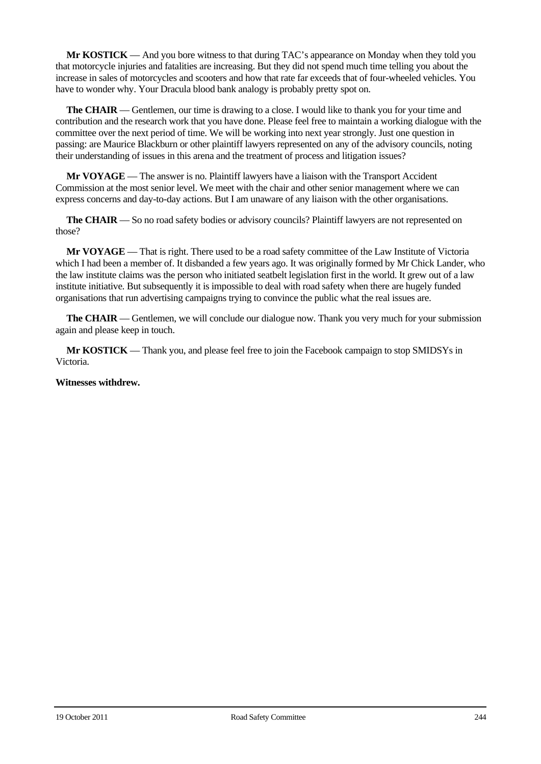**Mr KOSTICK** — And you bore witness to that during TAC's appearance on Monday when they told you that motorcycle injuries and fatalities are increasing. But they did not spend much time telling you about the increase in sales of motorcycles and scooters and how that rate far exceeds that of four-wheeled vehicles. You have to wonder why. Your Dracula blood bank analogy is probably pretty spot on.

**The CHAIR** — Gentlemen, our time is drawing to a close. I would like to thank you for your time and contribution and the research work that you have done. Please feel free to maintain a working dialogue with the committee over the next period of time. We will be working into next year strongly. Just one question in passing: are Maurice Blackburn or other plaintiff lawyers represented on any of the advisory councils, noting their understanding of issues in this arena and the treatment of process and litigation issues?

**Mr VOYAGE** — The answer is no. Plaintiff lawyers have a liaison with the Transport Accident Commission at the most senior level. We meet with the chair and other senior management where we can express concerns and day-to-day actions. But I am unaware of any liaison with the other organisations.

**The CHAIR** — So no road safety bodies or advisory councils? Plaintiff lawyers are not represented on those?

**Mr VOYAGE** — That is right. There used to be a road safety committee of the Law Institute of Victoria which I had been a member of. It disbanded a few years ago. It was originally formed by Mr Chick Lander, who the law institute claims was the person who initiated seatbelt legislation first in the world. It grew out of a law institute initiative. But subsequently it is impossible to deal with road safety when there are hugely funded organisations that run advertising campaigns trying to convince the public what the real issues are.

**The CHAIR** — Gentlemen, we will conclude our dialogue now. Thank you very much for your submission again and please keep in touch.

**Mr KOSTICK** — Thank you, and please feel free to join the Facebook campaign to stop SMIDSYs in Victoria.

**Witnesses withdrew.**